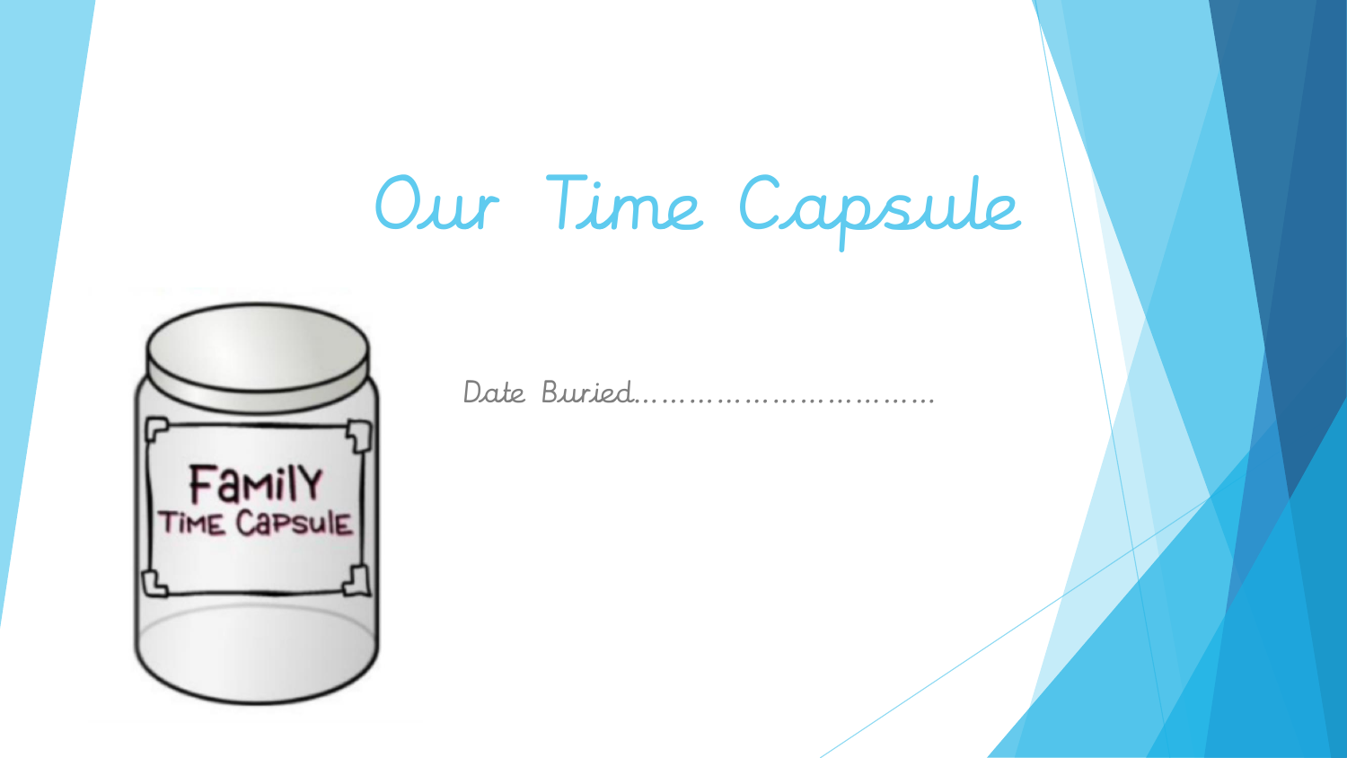# Our Time Capsule

Date Buried……………………………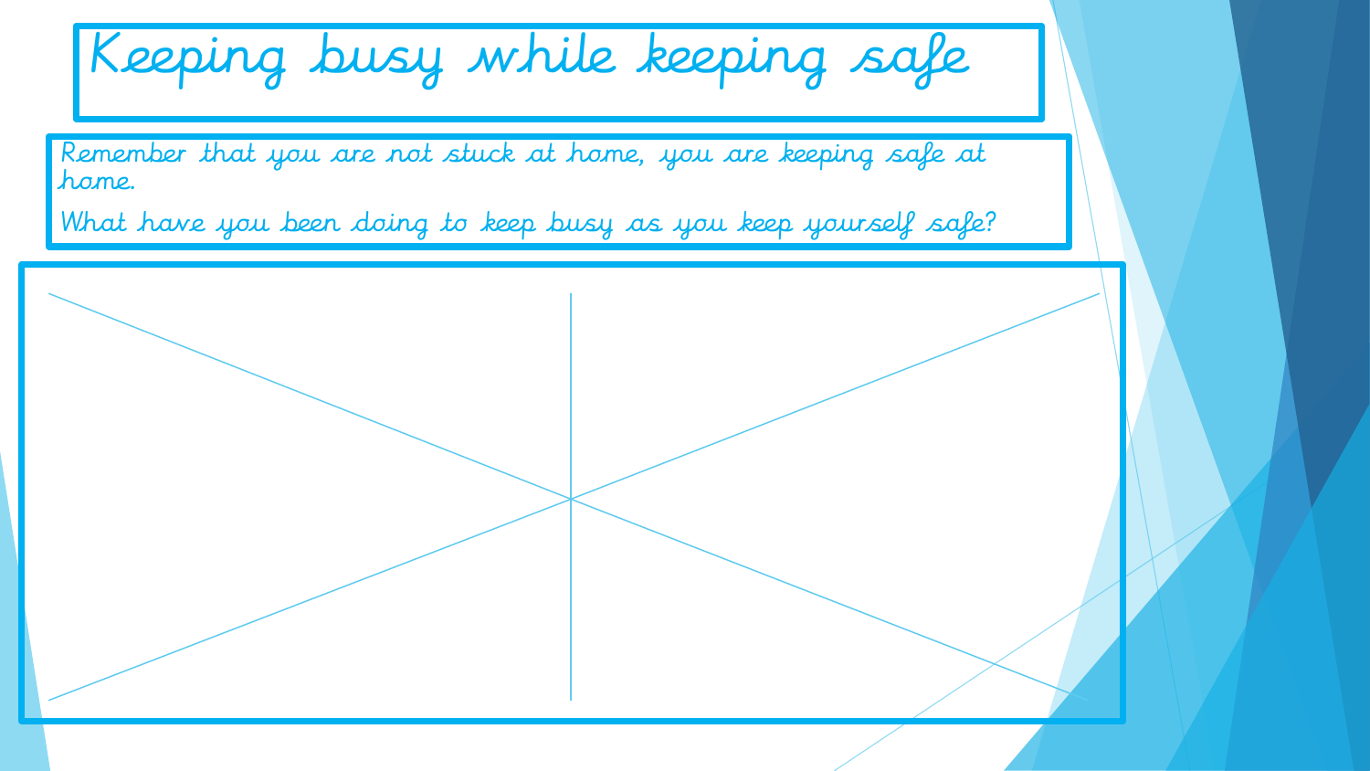# Keeping busy while keeping safe

Remember that you are not stuck at home, you are keeping safe at home.

What have you been doing to keep busy as you keep yourself safe?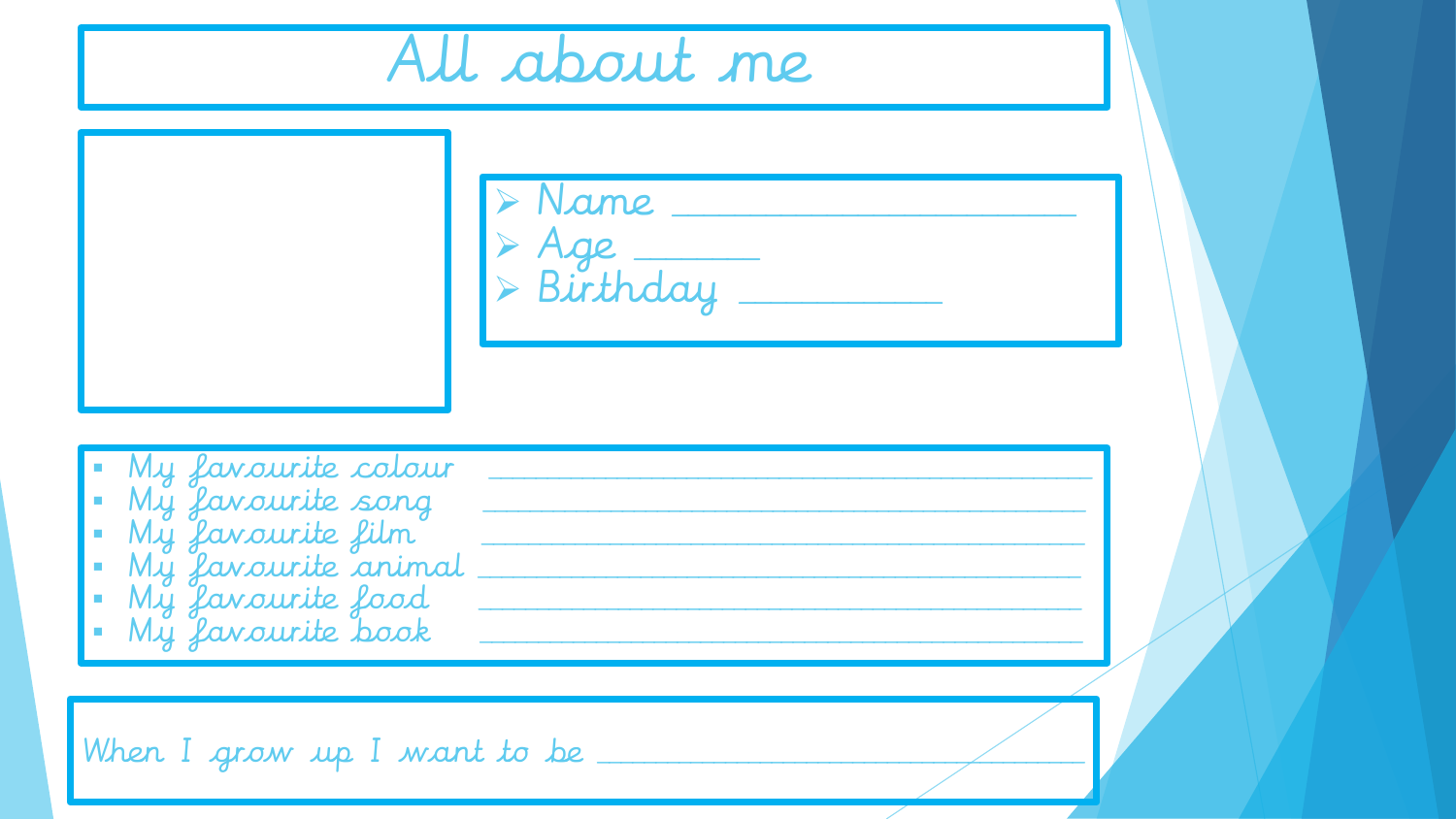# All about me

- Name ____________________
- Age ______
- Birthday __________

- My favourite colour ______________________________
- My favourite song ______________________________
- My favourite film ______________________________
- My favourite animal ______________________________
- My favourite food ______________________________
- My favourite book ______________________________

When I grow up I want to be ________________________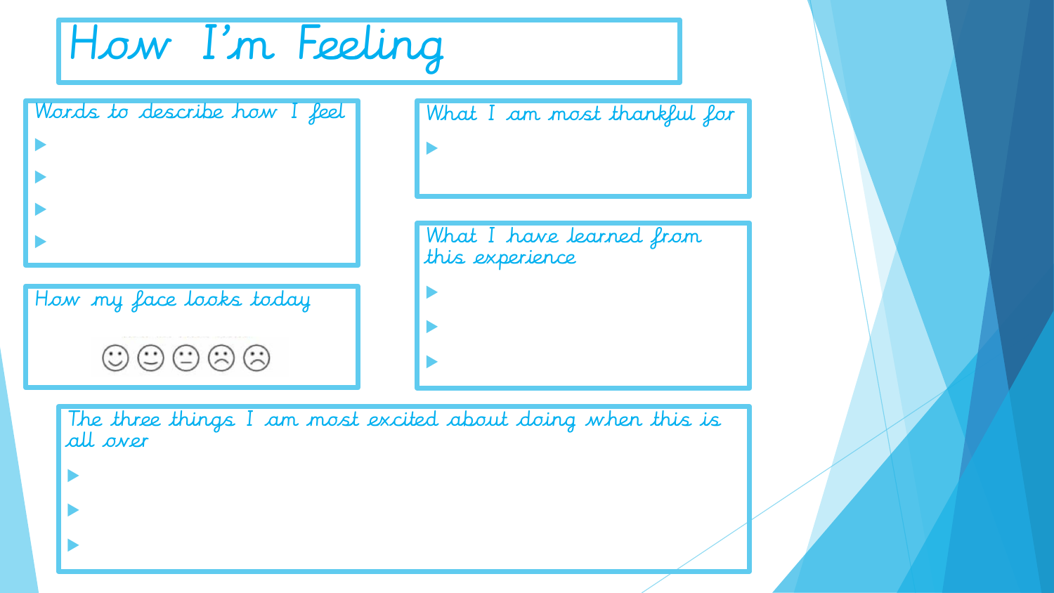# How I'm Feeling

## Words to describe how I feel

- 
- 
- 
- 

## How my face looks today

## What I am most thankful for

- 

## What I have learned from this experience

- 
- 
- 

## The three things I am most excited about doing when this is all over

- 
- 
-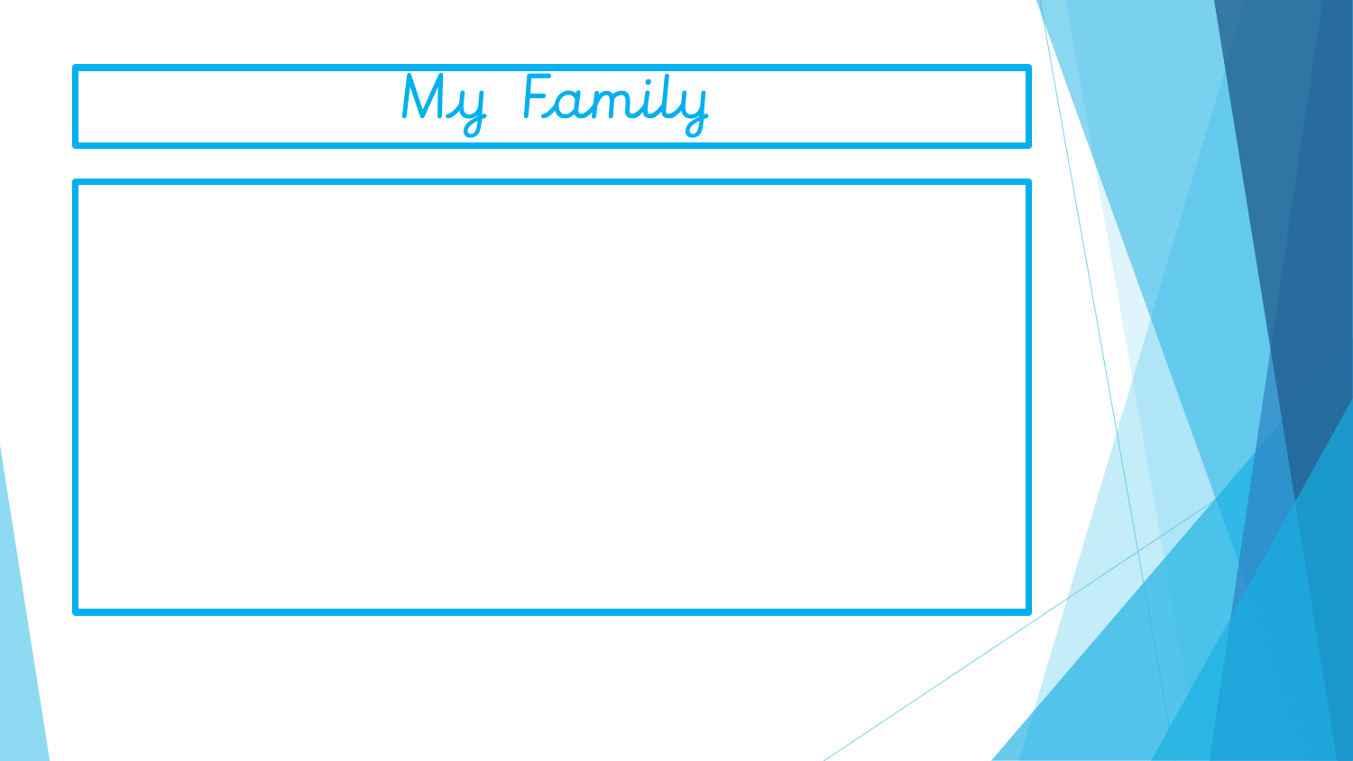# My Family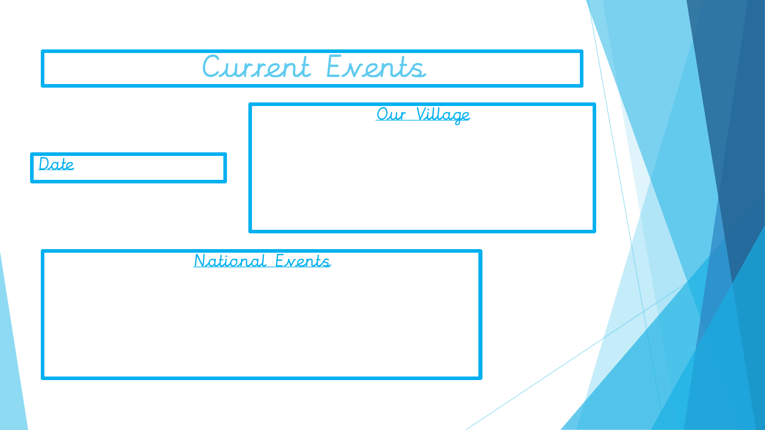# Current Events

**Date**

## Our Village

## National Events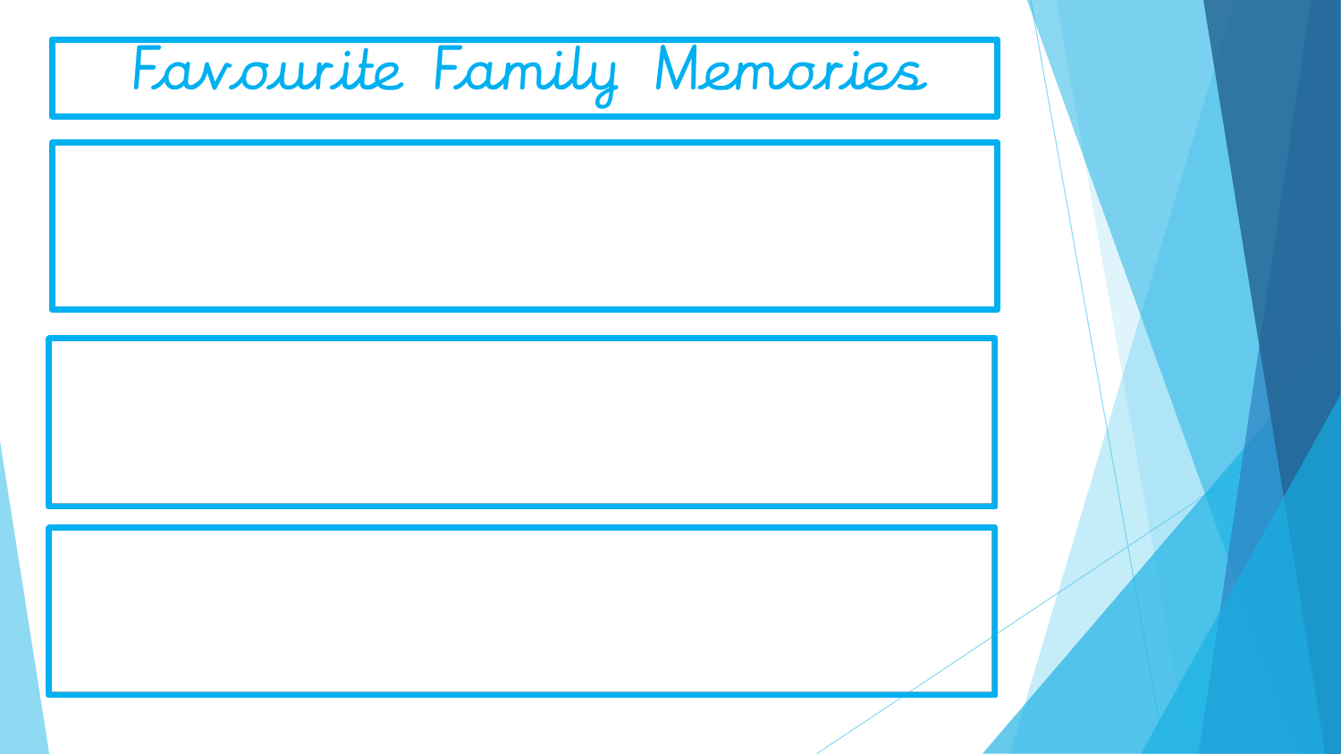# Favourite Family Memories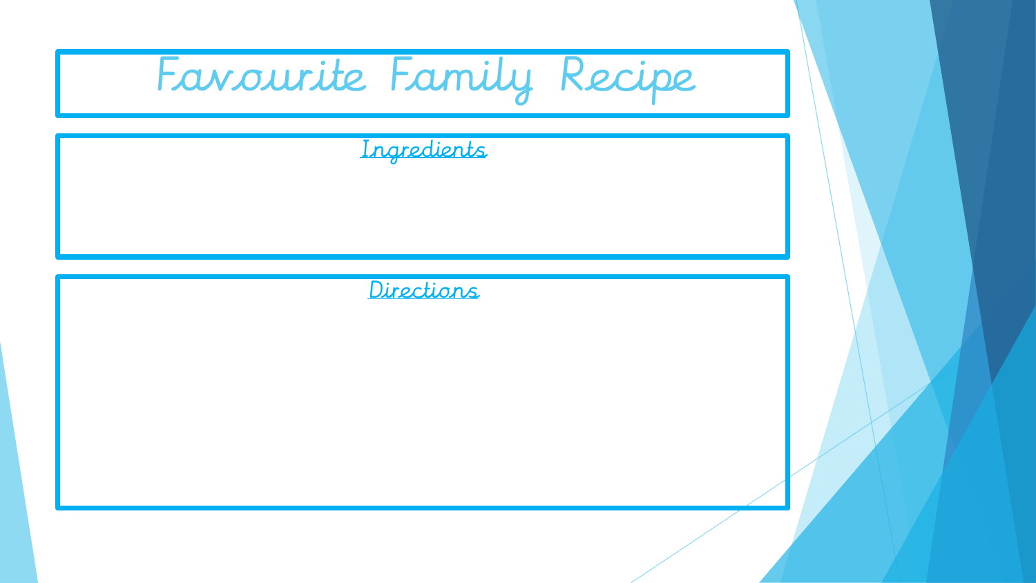# Favourite Family Recipe

## Ingredients

## Directions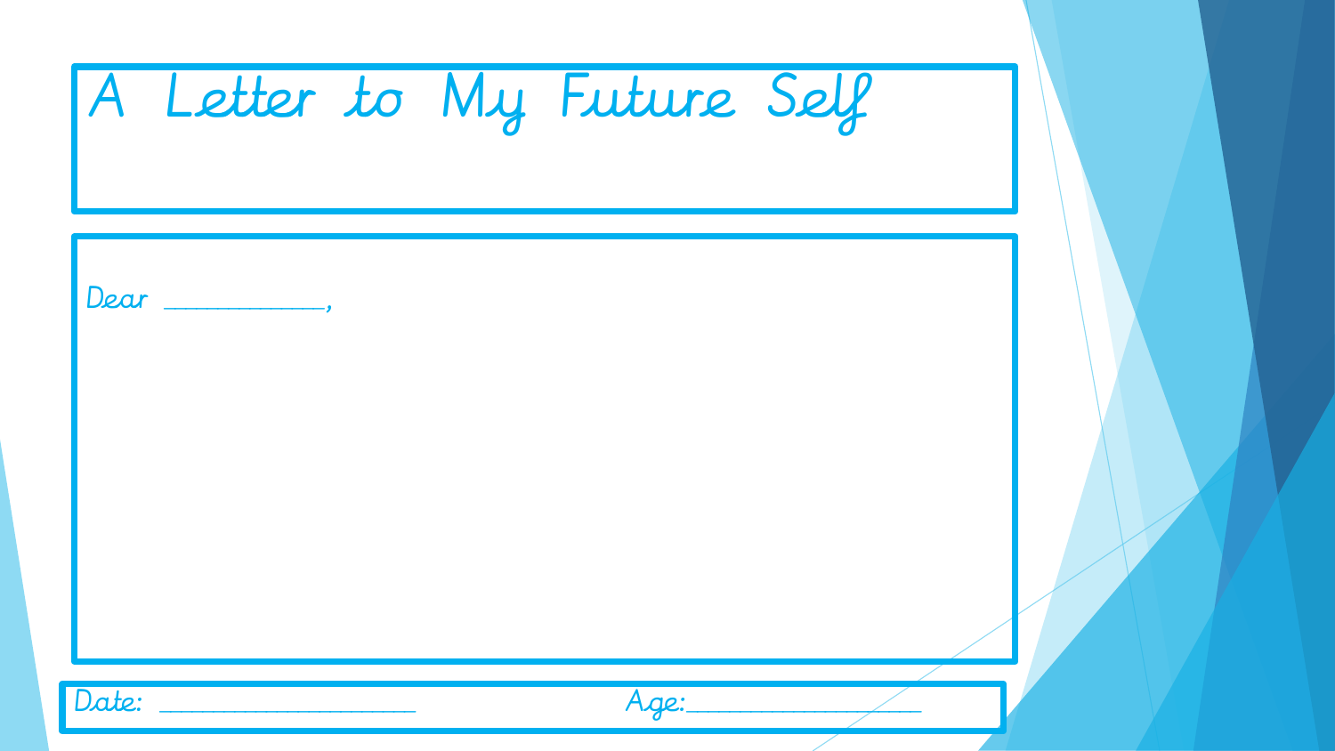# A Letter to My Future Self

Dear ___________,

Date: ____________________ Age:_________________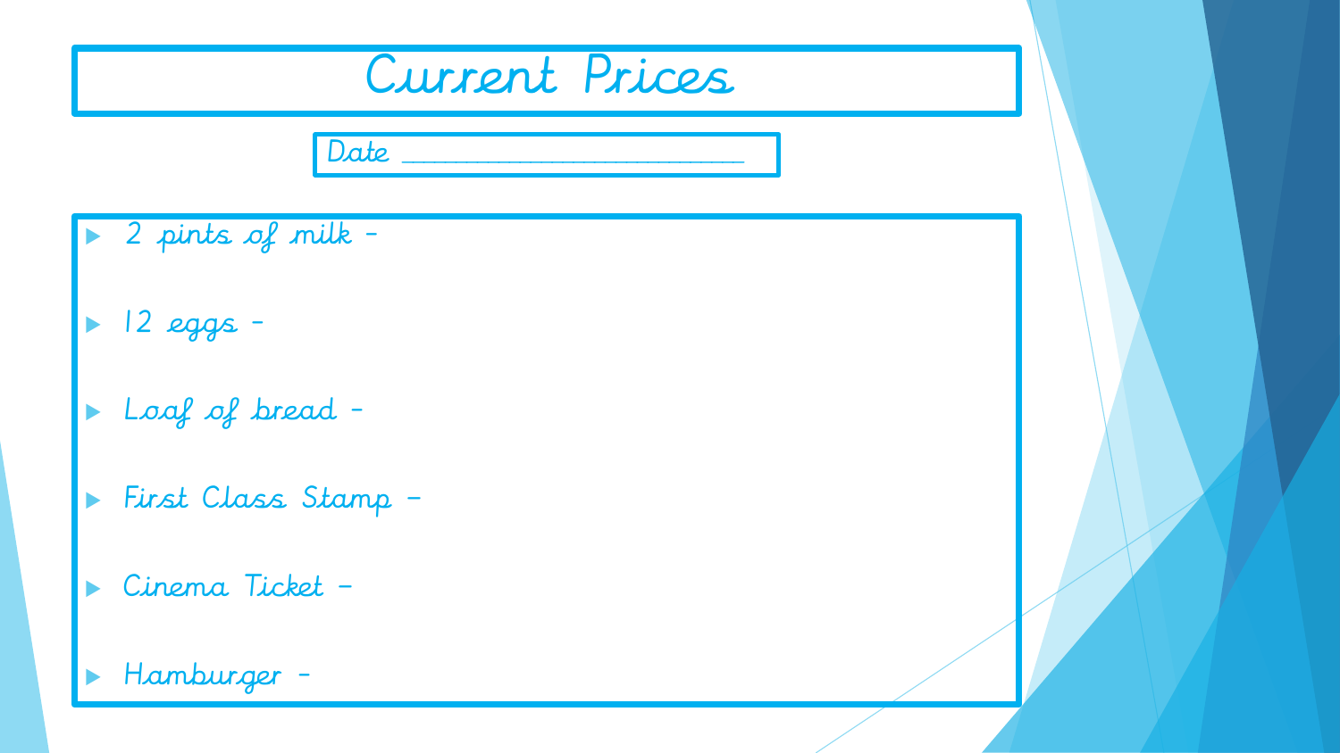# Current Prices

Date ______________________

- 2 pints of milk -
- 12 eggs -
- Loaf of bread -
- First Class Stamp -
- Cinema Ticket -
- Hamburger -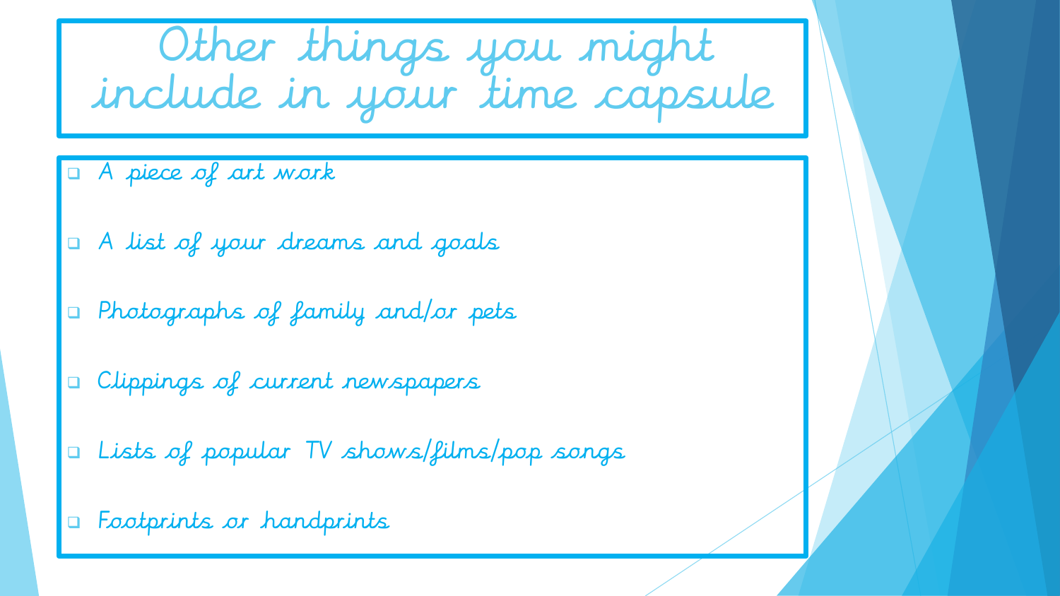# Other things you might include in your time capsule

- A piece of art work
- A list of your dreams and goals
- Photographs of family and/or pets
- Clippings of current newspapers
- Lists of popular TV shows/films/pop songs
- Footprints or handprints